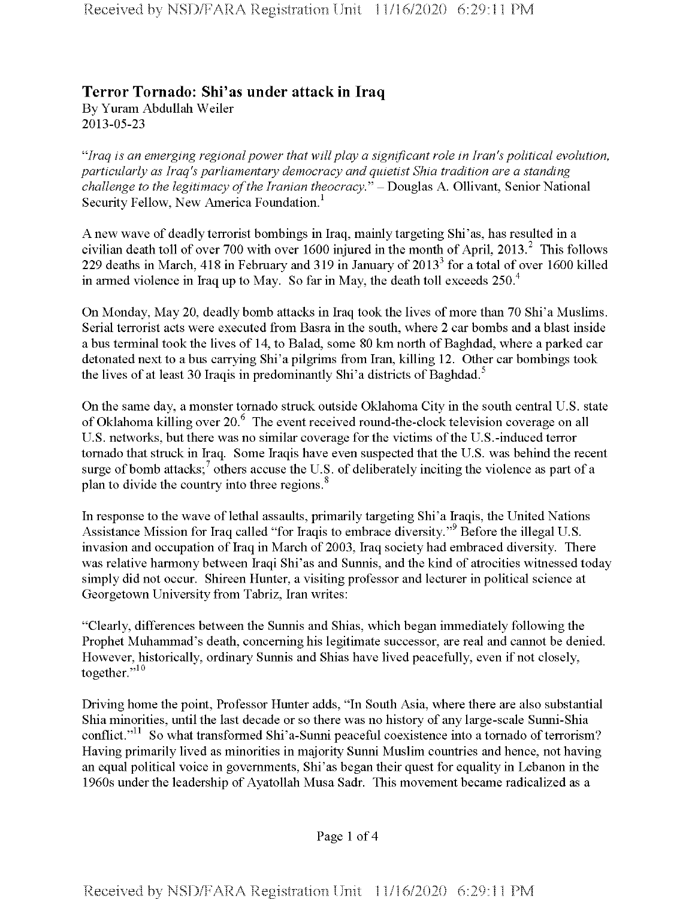## Terror Tornado: Shi'as under attack in Iraq

By Yuram Abdullah Weiler
2013-05-23

*"Iraq is an emerging regional power that will play a significant role in Iran's political evolution, particularly as Iraq's parliamentary democracy and quietist Shia tradition are a standing challenge to the legitimacy of the Iranian theocracy."* – Douglas A. Ollivant, Senior National Security Fellow, New America Foundation.[1]

A new wave of deadly terrorist bombings in Iraq, mainly targeting Shi'as, has resulted in a civilian death toll of over 700 with over 1600 injured in the month of April, 2013.[2] This follows 229 deaths in March, 418 in February and 319 in January of 2013[3] for a total of over 1600 killed in armed violence in Iraq up to May. So far in May, the death toll exceeds 250.[4]

On Monday, May 20, deadly bomb attacks in Iraq took the lives of more than 70 Shi'a Muslims. Serial terrorist acts were executed from Basra in the south, where 2 car bombs and a blast inside a bus terminal took the lives of 14, to Balad, some 80 km north of Baghdad, where a parked car detonated next to a bus carrying Shi'a pilgrims from Iran, killing 12. Other car bombings took the lives of at least 30 Iraqis in predominantly Shi'a districts of Baghdad.[5]

On the same day, a monster tornado struck outside Oklahoma City in the south central U.S. state of Oklahoma killing over 20.[6] The event received round-the-clock television coverage on all U.S. networks, but there was no similar coverage for the victims of the U.S.-induced terror tornado that struck in Iraq. Some Iraqis have even suspected that the U.S. was behind the recent surge of bomb attacks;[7] others accuse the U.S. of deliberately inciting the violence as part of a plan to divide the country into three regions.[8]

In response to the wave of lethal assaults, primarily targeting Shi'a Iraqis, the United Nations Assistance Mission for Iraq called "for Iraqis to embrace diversity."[9] Before the illegal U.S. invasion and occupation of Iraq in March of 2003, Iraq society had embraced diversity. There was relative harmony between Iraqi Shi'as and Sunnis, and the kind of atrocities witnessed today simply did not occur. Shireen Hunter, a visiting professor and lecturer in political science at Georgetown University from Tabriz, Iran writes:

"Clearly, differences between the Sunnis and Shias, which began immediately following the Prophet Muhammad's death, concerning his legitimate successor, are real and cannot be denied. However, historically, ordinary Sunnis and Shias have lived peacefully, even if not closely, together."[10]

Driving home the point, Professor Hunter adds, "In South Asia, where there are also substantial Shia minorities, until the last decade or so there was no history of any large-scale Sunni-Shia conflict."[11] So what transformed Shi'a-Sunni peaceful coexistence into a tornado of terrorism? Having primarily lived as minorities in majority Sunni Muslim countries and hence, not having an equal political voice in governments, Shi'as began their quest for equality in Lebanon in the 1960s under the leadership of Ayatollah Musa Sadr. This movement became radicalized as a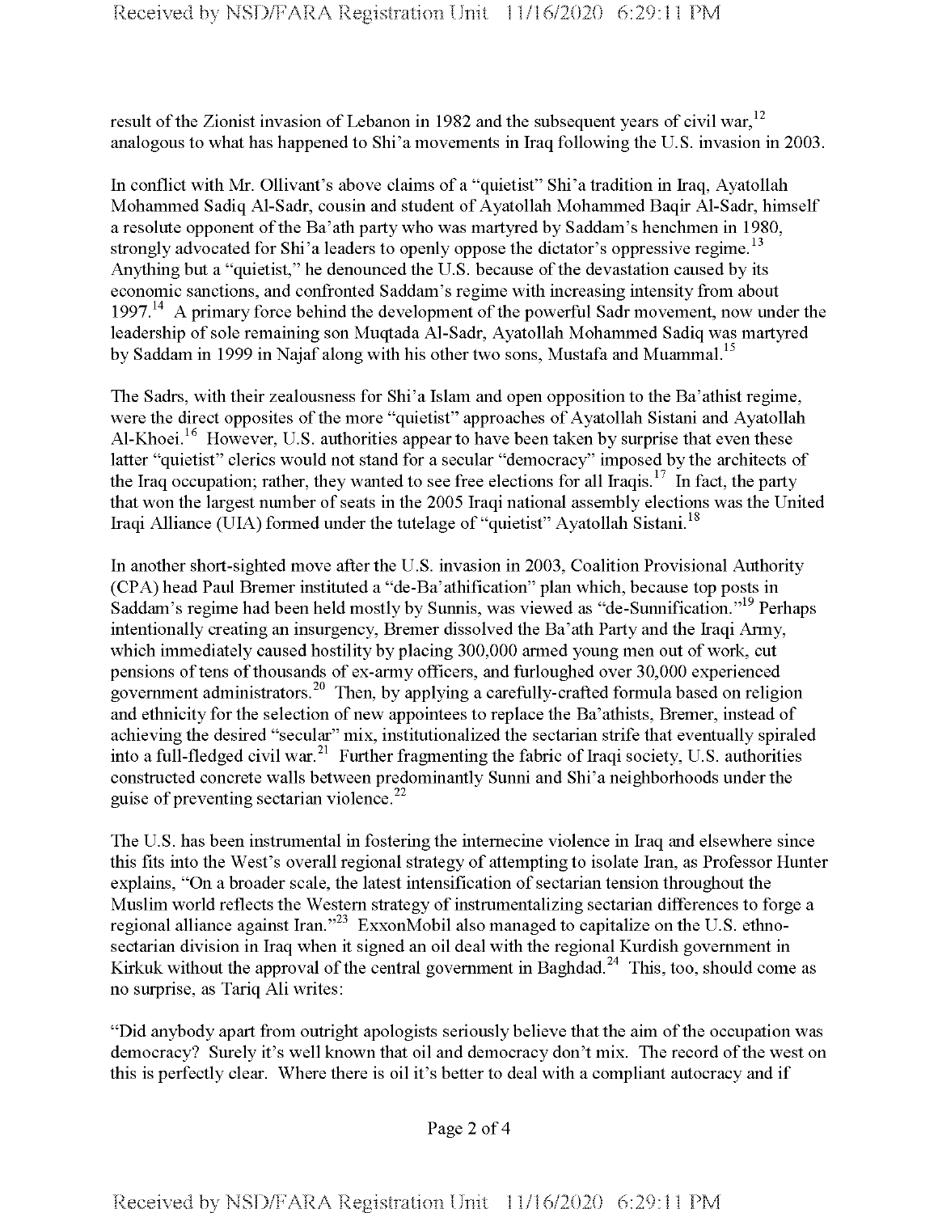result of the Zionist invasion of Lebanon in 1982 and the subsequent years of civil war,[12] analogous to what has happened to Shi'a movements in Iraq following the U.S. invasion in 2003.

In conflict with Mr. Ollivant's above claims of a "quietist" Shi'a tradition in Iraq, Ayatollah Mohammed Sadiq Al-Sadr, cousin and student of Ayatollah Mohammed Baqir Al-Sadr, himself a resolute opponent of the Ba'ath party who was martyred by Saddam's henchmen in 1980, strongly advocated for Shi'a leaders to openly oppose the dictator's oppressive regime.[13] Anything but a "quietist," he denounced the U.S. because of the devastation caused by its economic sanctions, and confronted Saddam's regime with increasing intensity from about 1997.[14] A primary force behind the development of the powerful Sadr movement, now under the leadership of sole remaining son Muqtada Al-Sadr, Ayatollah Mohammed Sadiq was martyred by Saddam in 1999 in Najaf along with his other two sons, Mustafa and Muammal.[15]

The Sadrs, with their zealousness for Shi'a Islam and open opposition to the Ba'athist regime, were the direct opposites of the more "quietist" approaches of Ayatollah Sistani and Ayatollah Al-Khoei.[16] However, U.S. authorities appear to have been taken by surprise that even these latter "quietist" clerics would not stand for a secular "democracy" imposed by the architects of the Iraq occupation; rather, they wanted to see free elections for all Iraqis.[17] In fact, the party that won the largest number of seats in the 2005 Iraqi national assembly elections was the United Iraqi Alliance (UIA) formed under the tutelage of "quietist" Ayatollah Sistani.[18]

In another short-sighted move after the U.S. invasion in 2003, Coalition Provisional Authority (CPA) head Paul Bremer instituted a "de-Ba'athification" plan which, because top posts in Saddam's regime had been held mostly by Sunnis, was viewed as "de-Sunnification."[19] Perhaps intentionally creating an insurgency, Bremer dissolved the Ba'ath Party and the Iraqi Army, which immediately caused hostility by placing 300,000 armed young men out of work, cut pensions of tens of thousands of ex-army officers, and furloughed over 30,000 experienced government administrators.[20] Then, by applying a carefully-crafted formula based on religion and ethnicity for the selection of new appointees to replace the Ba'athists, Bremer, instead of achieving the desired "secular" mix, institutionalized the sectarian strife that eventually spiraled into a full-fledged civil war.[21] Further fragmenting the fabric of Iraqi society, U.S. authorities constructed concrete walls between predominantly Sunni and Shi'a neighborhoods under the guise of preventing sectarian violence.[22]

The U.S. has been instrumental in fostering the internecine violence in Iraq and elsewhere since this fits into the West's overall regional strategy of attempting to isolate Iran, as Professor Hunter explains, "On a broader scale, the latest intensification of sectarian tension throughout the Muslim world reflects the Western strategy of instrumentalizing sectarian differences to forge a regional alliance against Iran."[23] ExxonMobil also managed to capitalize on the U.S. ethno-sectarian division in Iraq when it signed an oil deal with the regional Kurdish government in Kirkuk without the approval of the central government in Baghdad.[24] This, too, should come as no surprise, as Tariq Ali writes:

"Did anybody apart from outright apologists seriously believe that the aim of the occupation was democracy? Surely it's well known that oil and democracy don't mix. The record of the west on this is perfectly clear. Where there is oil it's better to deal with a compliant autocracy and if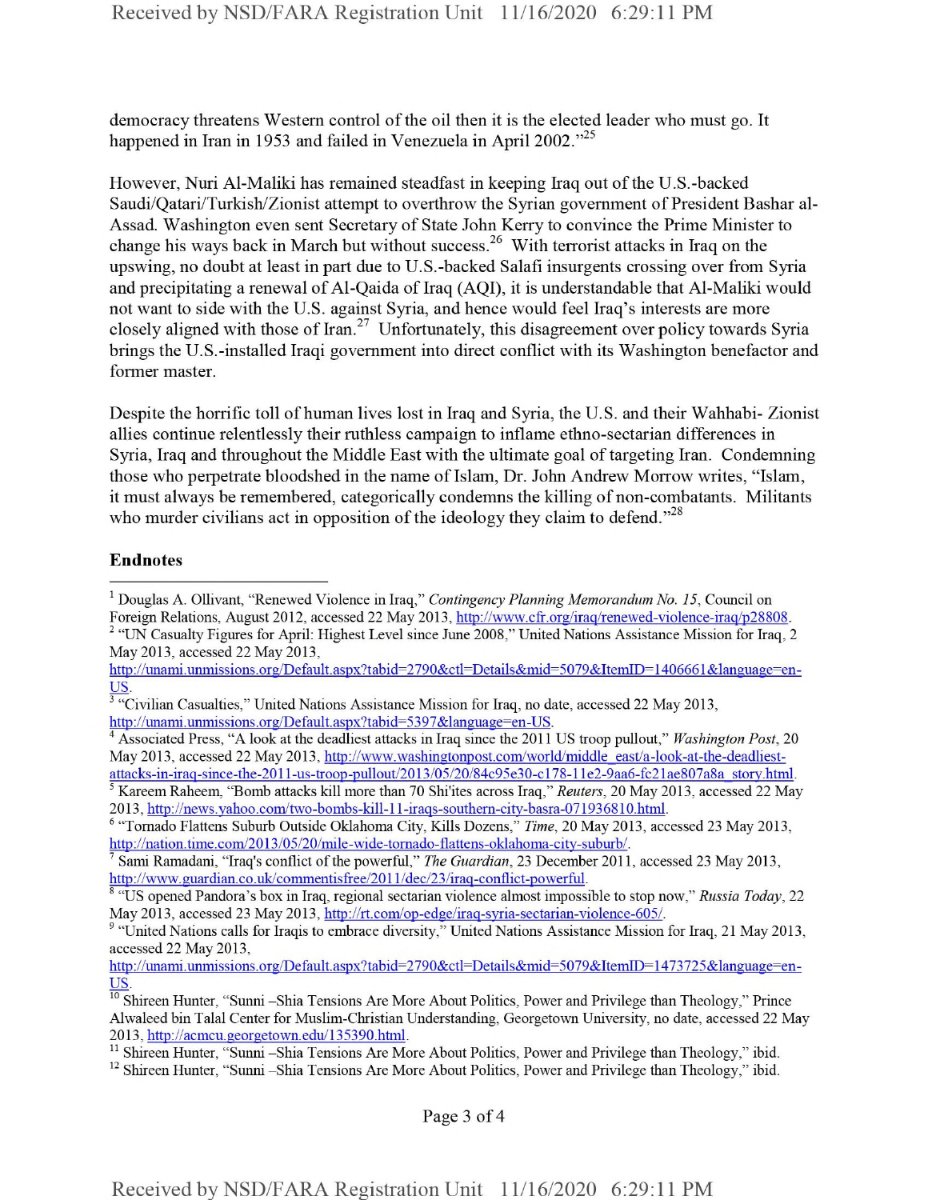democracy threatens Western control of the oil then it is the elected leader who must go. It happened in Iran in 1953 and failed in Venezuela in April 2002."[25]

However, Nuri Al-Maliki has remained steadfast in keeping Iraq out of the U.S.-backed Saudi/Qatari/Turkish/Zionist attempt to overthrow the Syrian government of President Bashar al-Assad. Washington even sent Secretary of State John Kerry to convince the Prime Minister to change his ways back in March but without success.[26] With terrorist attacks in Iraq on the upswing, no doubt at least in part due to U.S.-backed Salafi insurgents crossing over from Syria and precipitating a renewal of Al-Qaida of Iraq (AQI), it is understandable that Al-Maliki would not want to side with the U.S. against Syria, and hence would feel Iraq's interests are more closely aligned with those of Iran.[27] Unfortunately, this disagreement over policy towards Syria brings the U.S.-installed Iraqi government into direct conflict with its Washington benefactor and former master.

Despite the horrific toll of human lives lost in Iraq and Syria, the U.S. and their Wahhabi- Zionist allies continue relentlessly their ruthless campaign to inflame ethno-sectarian differences in Syria, Iraq and throughout the Middle East with the ultimate goal of targeting Iran. Condemning those who perpetrate bloodshed in the name of Islam, Dr. John Andrew Morrow writes, "Islam, it must always be remembered, categorically condemns the killing of non-combatants. Militants who murder civilians act in opposition of the ideology they claim to defend."[28]

## Endnotes

[1] Douglas A. Ollivant, "Renewed Violence in Iraq," *Contingency Planning Memorandum No. 15*, Council on Foreign Relations, August 2012, accessed 22 May 2013, http://www.cfr.org/iraq/renewed-violence-iraq/p28808.

[2] "UN Casualty Figures for April: Highest Level since June 2008," United Nations Assistance Mission for Iraq, 2 May 2013, accessed 22 May 2013, http://unami.unmissions.org/Default.aspx?tabid=2790&ctl=Details&mid=5079&ItemID=1406661&language=en-US.

[3] "Civilian Casualties," United Nations Assistance Mission for Iraq, no date, accessed 22 May 2013, http://unami.unmissions.org/Default.aspx?tabid=5397&language=en-US.

[4] Associated Press, "A look at the deadliest attacks in Iraq since the 2011 US troop pullout," *Washington Post*, 20 May 2013, accessed 22 May 2013, http://www.washingtonpost.com/world/middle_east/a-look-at-the-deadliest-attacks-in-iraq-since-the-2011-us-troop-pullout/2013/05/20/84c95e30-c178-11e2-9aa6-fc21ae807a8a_story.html.

[5] Kareem Raheem, "Bomb attacks kill more than 70 Shi'ites across Iraq," *Reuters*, 20 May 2013, accessed 22 May 2013, http://news.yahoo.com/two-bombs-kill-11-iraqs-southern-city-basra-071936810.html.

[6] "Tornado Flattens Suburb Outside Oklahoma City, Kills Dozens," *Time*, 20 May 2013, accessed 23 May 2013, http://nation.time.com/2013/05/20/mile-wide-tornado-flattens-oklahoma-city-suburb/.

[7] Sami Ramadani, "Iraq's conflict of the powerful," *The Guardian*, 23 December 2011, accessed 23 May 2013, http://www.guardian.co.uk/commentisfree/2011/dec/23/iraq-conflict-powerful.

[8] "US opened Pandora's box in Iraq, regional sectarian violence almost impossible to stop now," *Russia Today*, 22 May 2013, accessed 23 May 2013, http://rt.com/op-edge/iraq-syria-sectarian-violence-605/.

[9] "United Nations calls for Iraqis to embrace diversity," United Nations Assistance Mission for Iraq, 21 May 2013, accessed 22 May 2013, http://unami.unmissions.org/Default.aspx?tabid=2790&ctl=Details&mid=5079&ItemID=1473725&language=en-US.

[10] Shireen Hunter, "Sunni –Shia Tensions Are More About Politics, Power and Privilege than Theology," Prince Alwaleed bin Talal Center for Muslim-Christian Understanding, Georgetown University, no date, accessed 22 May 2013, http://acmcu.georgetown.edu/135390.html.

[11] Shireen Hunter, "Sunni –Shia Tensions Are More About Politics, Power and Privilege than Theology," ibid.

[12] Shireen Hunter, "Sunni –Shia Tensions Are More About Politics, Power and Privilege than Theology," ibid.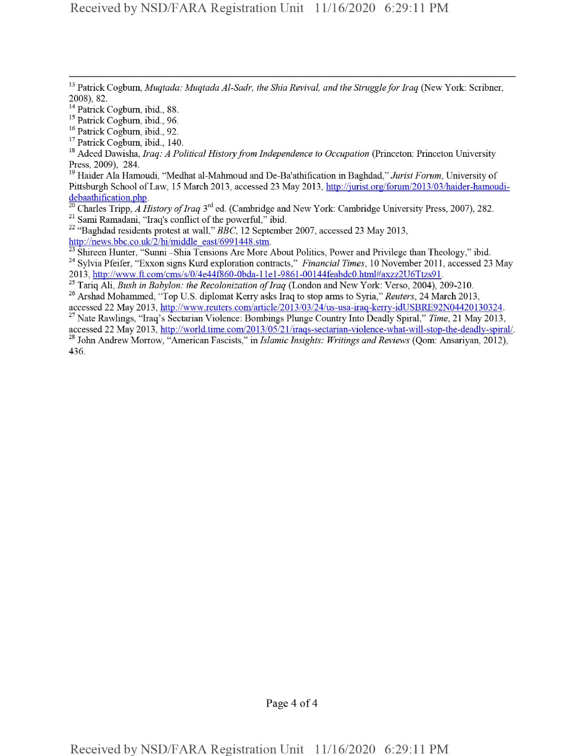[13] Patrick Cogburn, *Muqtada: Muqtada Al-Sadr, the Shia Revival, and the Struggle for Iraq* (New York: Scribner, 2008), 82.
[14] Patrick Cogburn, ibid., 88.
[15] Patrick Cogburn, ibid., 96.
[16] Patrick Cogburn, ibid., 92.
[17] Patrick Cogburn, ibid., 140.
[18] Adeed Dawisha, *Iraq: A Political History from Independence to Occupation* (Princeton: Princeton University Press, 2009), 284.
[19] Haider Ala Hamoudi, "Medhat al-Mahmoud and De-Ba'athification in Baghdad," *Jurist Forum*, University of Pittsburgh School of Law, 15 March 2013, accessed 23 May 2013, http://jurist.org/forum/2013/03/haider-hamoudi-debaathification.php.
[20] Charles Tripp, *A History of Iraq* 3rd ed. (Cambridge and New York: Cambridge University Press, 2007), 282.
[21] Sami Ramadani, "Iraq's conflict of the powerful," ibid.
[22] "Baghdad residents protest at wall," *BBC*, 12 September 2007, accessed 23 May 2013, http://news.bbc.co.uk/2/hi/middle_east/6991448.stm.
[23] Shireen Hunter, "Sunni –Shia Tensions Are More About Politics, Power and Privilege than Theology," ibid.
[24] Sylvia Pfeifer, "Exxon signs Kurd exploration contracts," *Financial Times*, 10 November 2011, accessed 23 May 2013, http://www.ft.com/cms/s/0/4e44f860-0bda-11e1-9861-00144feabdc0.html#axzz2U6Ttzs91.
[25] Tariq Ali, *Bush in Babylon: the Recolonization of Iraq* (London and New York: Verso, 2004), 209-210.
[26] Arshad Mohammed, "Top U.S. diplomat Kerry asks Iraq to stop arms to Syria," *Reuters*, 24 March 2013, accessed 22 May 2013, http://www.reuters.com/article/2013/03/24/us-usa-iraq-kerry-idUSBRE92N04420130324.
[27] Nate Rawlings, "Iraq's Sectarian Violence: Bombings Plunge Country Into Deadly Spiral," *Time*, 21 May 2013, accessed 22 May 2013, http://world.time.com/2013/05/21/iraqs-sectarian-violence-what-will-stop-the-deadly-spiral/.
[28] John Andrew Morrow, "American Fascists," in *Islamic Insights: Writings and Reviews* (Qom: Ansariyan, 2012), 436.